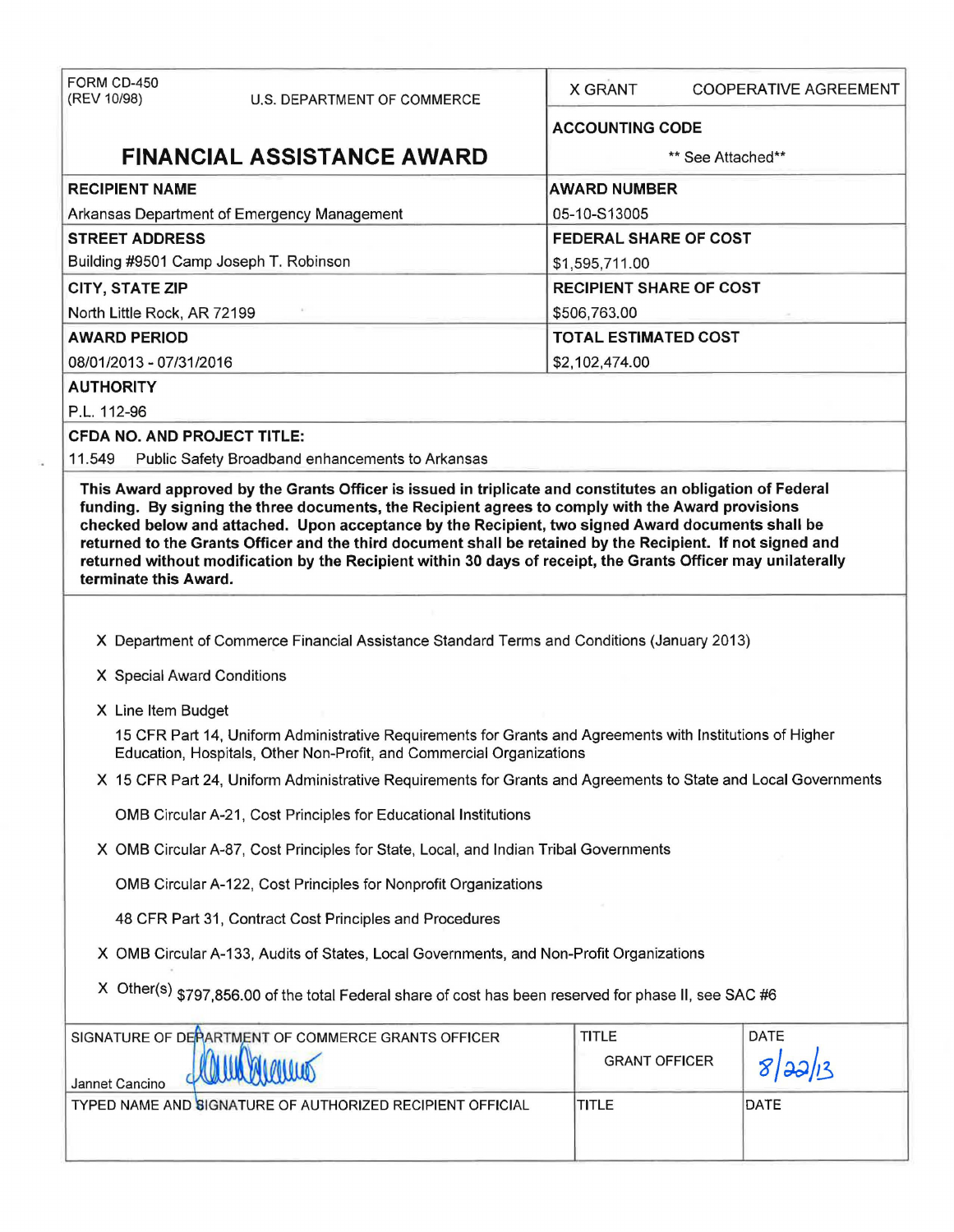| | |
|---|---|
| FORM CD-450 (REV 10/98) U.S. DEPARTMENT OF COMMERCE | X GRANT COOPERATIVE AGREEMENT |
| **FINANCIAL ASSISTANCE AWARD** | **ACCOUNTING CODE** ** See Attached** |
| **RECIPIENT NAME** Arkansas Department of Emergency Management | **AWARD NUMBER** 05-10-S13005 |
| **STREET ADDRESS** Building #9501 Camp Joseph T. Robinson | **FEDERAL SHARE OF COST** $1,595,711.00 |
| **CITY, STATE ZIP** North Little Rock, AR 72199 | **RECIPIENT SHARE OF COST** $506,763.00 |
| **AWARD PERIOD** 08/01/2013 - 07/31/2016 | **TOTAL ESTIMATED COST** $2,102,474.00 |

**AUTHORITY**

P.L. 112-96

**CFDA NO. AND PROJECT TITLE:**

11.549 Public Safety Broadband enhancements to Arkansas

**This Award approved by the Grants Officer is issued in triplicate and constitutes an obligation of Federal funding. By signing the three documents, the Recipient agrees to comply with the Award provisions checked below and attached. Upon acceptance by the Recipient, two signed Award documents shall be returned to the Grants Officer and the third document shall be retained by the Recipient. If not signed and returned without modification by the Recipient within 30 days of receipt, the Grants Officer may unilaterally terminate this Award.**

X Department of Commerce Financial Assistance Standard Terms and Conditions (January 2013)

X Special Award Conditions

X Line Item Budget

15 CFR Part 14, Uniform Administrative Requirements for Grants and Agreements with Institutions of Higher Education, Hospitals, Other Non-Profit, and Commercial Organizations

X 15 CFR Part 24, Uniform Administrative Requirements for Grants and Agreements to State and Local Governments

OMB Circular A-21, Cost Principles for Educational Institutions

X OMB Circular A-87, Cost Principles for State, Local, and Indian Tribal Governments

OMB Circular A-122, Cost Principles for Nonprofit Organizations

48 CFR Part 31, Contract Cost Principles and Procedures

X OMB Circular A-133, Audits of States, Local Governments, and Non-Profit Organizations

X Other(s) $797,856.00 of the total Federal share of cost has been reserved for phase II, see SAC #6

| SIGNATURE OF DEPARTMENT OF COMMERCE GRANTS OFFICER | TITLE | DATE |
|---|---|---|
| Jannet Cancino | GRANT OFFICER | 8/22/13 |
| TYPED NAME AND SIGNATURE OF AUTHORIZED RECIPIENT OFFICIAL | TITLE | DATE |
| | | |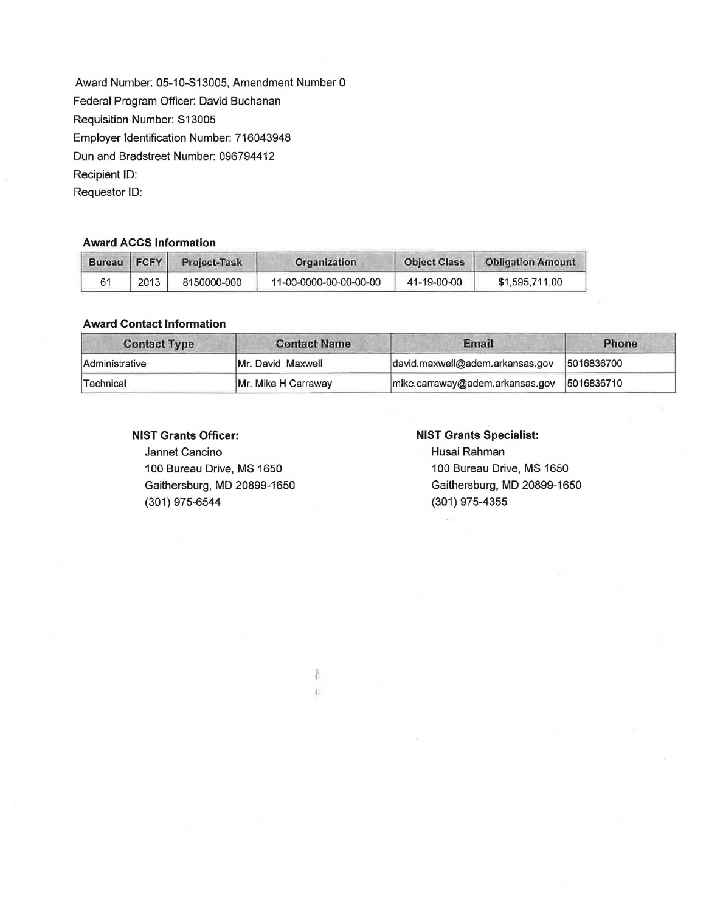Award Number: 05-10-S13005, Amendment Number 0

Federal Program Officer: David Buchanan

Requisition Number: S13005

Employer Identification Number: 716043948

Dun and Bradstreet Number: 096794412

Recipient ID:

Requestor ID:

**Award ACCS Information**

| Bureau | FCFY | Project-Task | Organization | Object Class | Obligation Amount |
|---|---|---|---|---|---|
| 61 | 2013 | 8150000-000 | 11-00-0000-00-00-00-00 | 41-19-00-00 | $1,595,711.00 |

**Award Contact Information**

| Contact Type | Contact Name | Email | Phone |
|---|---|---|---|
| Administrative | Mr. David Maxwell | david.maxwell@adem.arkansas.gov | 5016836700 |
| Technical | Mr. Mike H Carraway | mike.carraway@adem.arkansas.gov | 5016836710 |

**NIST Grants Officer:**

Jannet Cancino
100 Bureau Drive, MS 1650
Gaithersburg, MD 20899-1650
(301) 975-6544

**NIST Grants Specialist:**

Husai Rahman
100 Bureau Drive, MS 1650
Gaithersburg, MD 20899-1650
(301) 975-4355